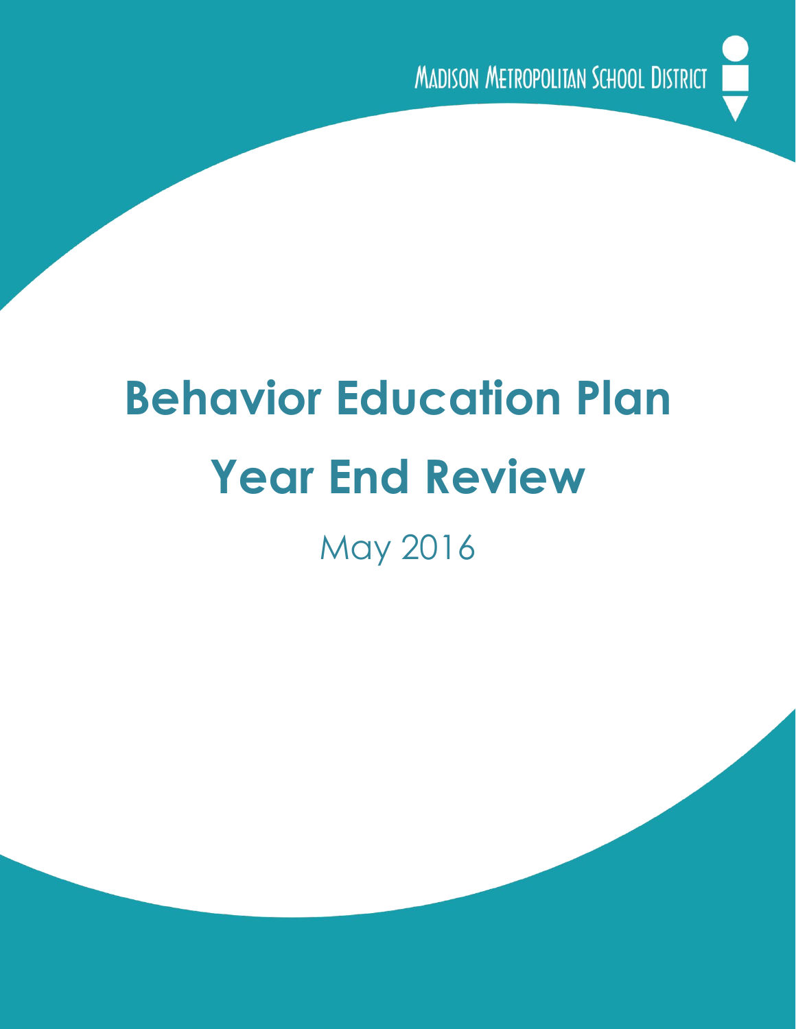Madison Metropolitan School District

# Behavior Education Plan

# Year End Review

May 2016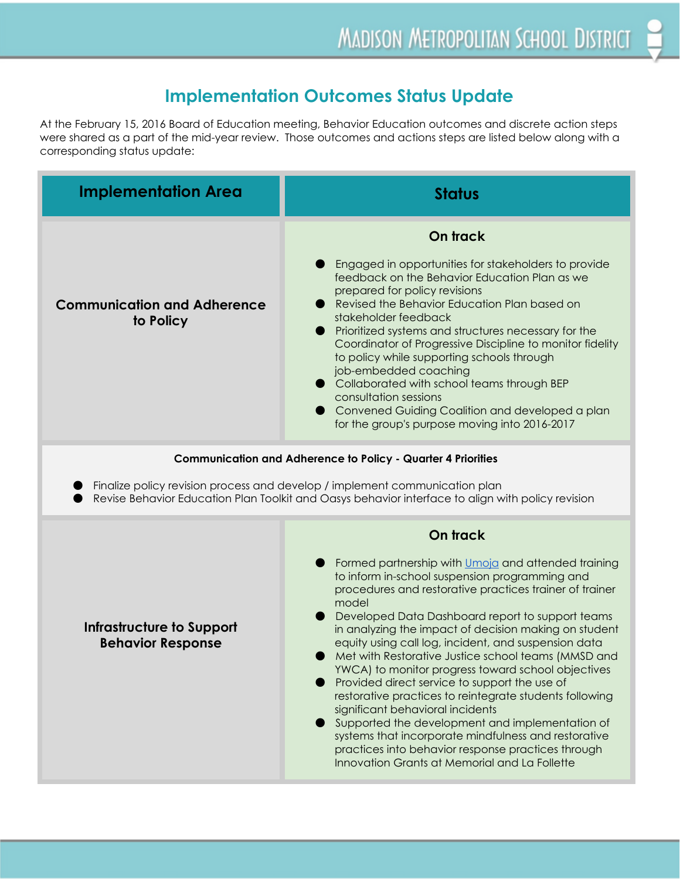## Implementation Outcomes Status Update

At the February 15, 2016 Board of Education meeting, Behavior Education outcomes and discrete action steps were shared as a part of the mid-year review. Those outcomes and actions steps are listed below along with a corresponding status update:

| Implementation Area | Status |
|---|---|
| **Communication and Adherence to Policy** | **On track**<br>● Engaged in opportunities for stakeholders to provide feedback on the Behavior Education Plan as we prepared for policy revisions<br>● Revised the Behavior Education Plan based on stakeholder feedback<br>● Prioritized systems and structures necessary for the Coordinator of Progressive Discipline to monitor fidelity to policy while supporting schools through job-embedded coaching<br>● Collaborated with school teams through BEP consultation sessions<br>● Convened Guiding Coalition and developed a plan for the group's purpose moving into 2016-2017 |
| **Communication and Adherence to Policy - Quarter 4 Priorities**<br>● Finalize policy revision process and develop / implement communication plan<br>● Revise Behavior Education Plan Toolkit and Oasys behavior interface to align with policy revision | |
| **Infrastructure to Support Behavior Response** | **On track**<br>● Formed partnership with Umoja and attended training to inform in-school suspension programming and procedures and restorative practices trainer of trainer model<br>● Developed Data Dashboard report to support teams in analyzing the impact of decision making on student equity using call log, incident, and suspension data<br>● Met with Restorative Justice school teams (MMSD and YWCA) to monitor progress toward school objectives<br>● Provided direct service to support the use of restorative practices to reintegrate students following significant behavioral incidents<br>● Supported the development and implementation of systems that incorporate mindfulness and restorative practices into behavior response practices through Innovation Grants at Memorial and La Follette |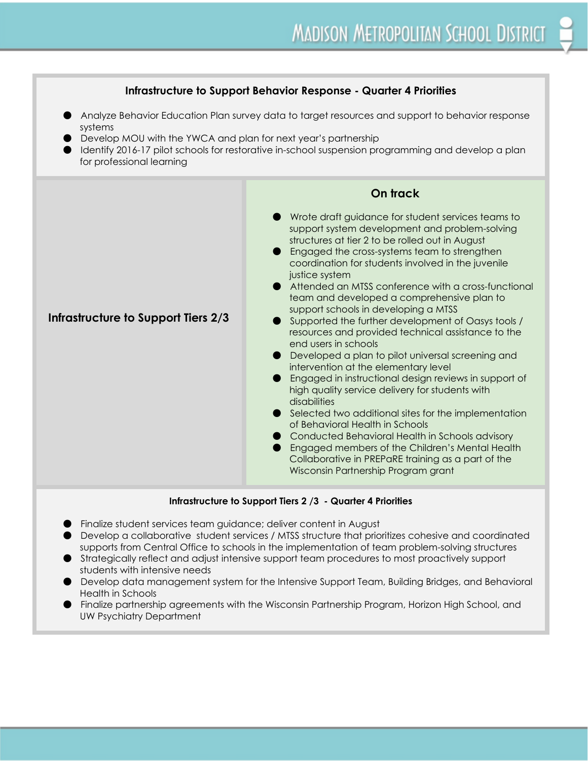### Infrastructure to Support Behavior Response - Quarter 4 Priorities

- Analyze Behavior Education Plan survey data to target resources and support to behavior response systems
- Develop MOU with the YWCA and plan for next year's partnership
- Identify 2016-17 pilot schools for restorative in-school suspension programming and develop a plan for professional learning

| Infrastructure to Support Tiers 2/3 | On track |
|---|---|
| **Infrastructure to Support Tiers 2/3** | • Wrote draft guidance for student services teams to support system development and problem-solving structures at tier 2 to be rolled out in August<br>• Engaged the cross-systems team to strengthen coordination for students involved in the juvenile justice system<br>• Attended an MTSS conference with a cross-functional team and developed a comprehensive plan to support schools in developing a MTSS<br>• Supported the further development of Oasys tools / resources and provided technical assistance to the end users in schools<br>• Developed a plan to pilot universal screening and intervention at the elementary level<br>• Engaged in instructional design reviews in support of high quality service delivery for students with disabilities<br>• Selected two additional sites for the implementation of Behavioral Health in Schools<br>• Conducted Behavioral Health in Schools advisory<br>• Engaged members of the Children's Mental Health Collaborative in PREPaRE training as a part of the Wisconsin Partnership Program grant |

### Infrastructure to Support Tiers 2 /3 - Quarter 4 Priorities

- Finalize student services team guidance; deliver content in August
- Develop a collaborative student services / MTSS structure that prioritizes cohesive and coordinated supports from Central Office to schools in the implementation of team problem-solving structures
- Strategically reflect and adjust intensive support team procedures to most proactively support students with intensive needs
- Develop data management system for the Intensive Support Team, Building Bridges, and Behavioral Health in Schools
- Finalize partnership agreements with the Wisconsin Partnership Program, Horizon High School, and UW Psychiatry Department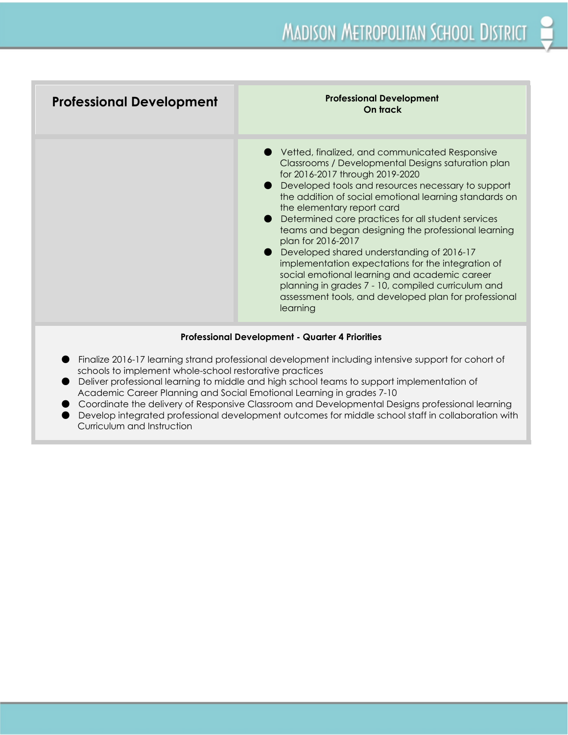## Professional Development

**Professional Development**
**On track**

- Vetted, finalized, and communicated Responsive Classrooms / Developmental Designs saturation plan for 2016-2017 through 2019-2020
- Developed tools and resources necessary to support the addition of social emotional learning standards on the elementary report card
- Determined core practices for all student services teams and began designing the professional learning plan for 2016-2017
- Developed shared understanding of 2016-17 implementation expectations for the integration of social emotional learning and academic career planning in grades 7 - 10, compiled curriculum and assessment tools, and developed plan for professional learning

**Professional Development - Quarter 4 Priorities**

- Finalize 2016-17 learning strand professional development including intensive support for cohort of schools to implement whole-school restorative practices
- Deliver professional learning to middle and high school teams to support implementation of Academic Career Planning and Social Emotional Learning in grades 7-10
- Coordinate the delivery of Responsive Classroom and Developmental Designs professional learning
- Develop integrated professional development outcomes for middle school staff in collaboration with Curriculum and Instruction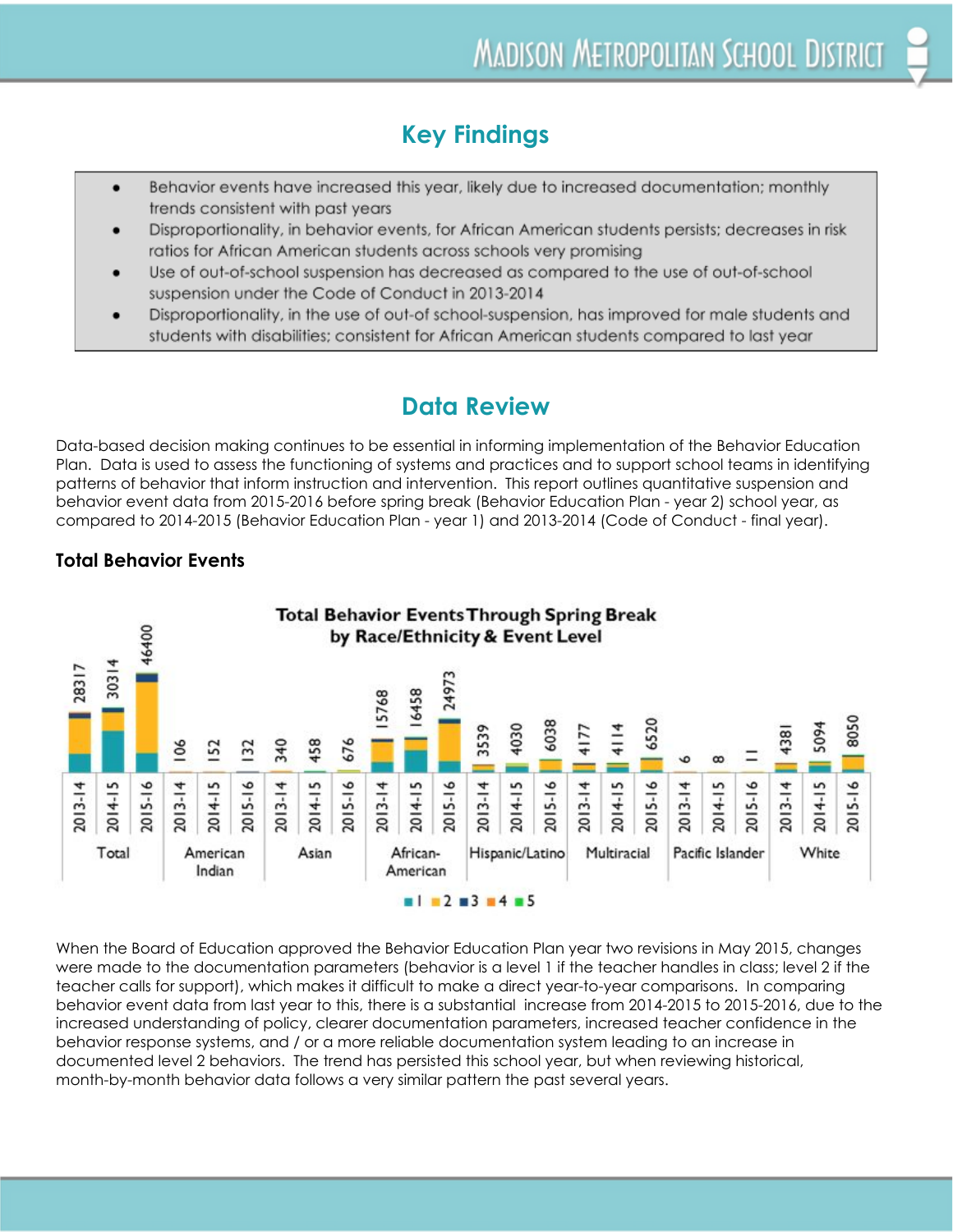## Key Findings

- Behavior events have increased this year, likely due to increased documentation; monthly trends consistent with past years
- Disproportionality, in behavior events, for African American students persists; decreases in risk ratios for African American students across schools very promising
- Use of out-of-school suspension has decreased as compared to the use of out-of-school suspension under the Code of Conduct in 2013-2014
- Disproportionality, in the use of out-of school-suspension, has improved for male students and students with disabilities; consistent for African American students compared to last year

## Data Review

Data-based decision making continues to be essential in informing implementation of the Behavior Education Plan. Data is used to assess the functioning of systems and practices and to support school teams in identifying patterns of behavior that inform instruction and intervention. This report outlines quantitative suspension and behavior event data from 2015-2016 before spring break (Behavior Education Plan - year 2) school year, as compared to 2014-2015 (Behavior Education Plan - year 1) and 2013-2014 (Code of Conduct - final year).

### Total Behavior Events

**Total Behavior Events Through Spring Break by Race/Ethnicity & Event Level**

| Group | 2013-14 | 2014-15 | 2015-16 |
|---|---|---|---|
| Total | 28317 | 30314 | 46400 |
| American Indian | 106 | 152 | 132 |
| Asian | 340 | 458 | 676 |
| African-American | 15768 | 16458 | 24973 |
| Hispanic/Latino | 3539 | 4030 | 6038 |
| Multiracial | 4177 | 4114 | 6520 |
| Pacific Islander | 6 | 8 | 11 |
| White | 4381 | 5094 | 8050 |

Legend: 1, 2, 3, 4, 5

When the Board of Education approved the Behavior Education Plan year two revisions in May 2015, changes were made to the documentation parameters (behavior is a level 1 if the teacher handles in class; level 2 if the teacher calls for support), which makes it difficult to make a direct year-to-year comparisons. In comparing behavior event data from last year to this, there is a substantial increase from 2014-2015 to 2015-2016, due to the increased understanding of policy, clearer documentation parameters, increased teacher confidence in the behavior response systems, and / or a more reliable documentation system leading to an increase in documented level 2 behaviors. The trend has persisted this school year, but when reviewing historical, month-by-month behavior data follows a very similar pattern the past several years.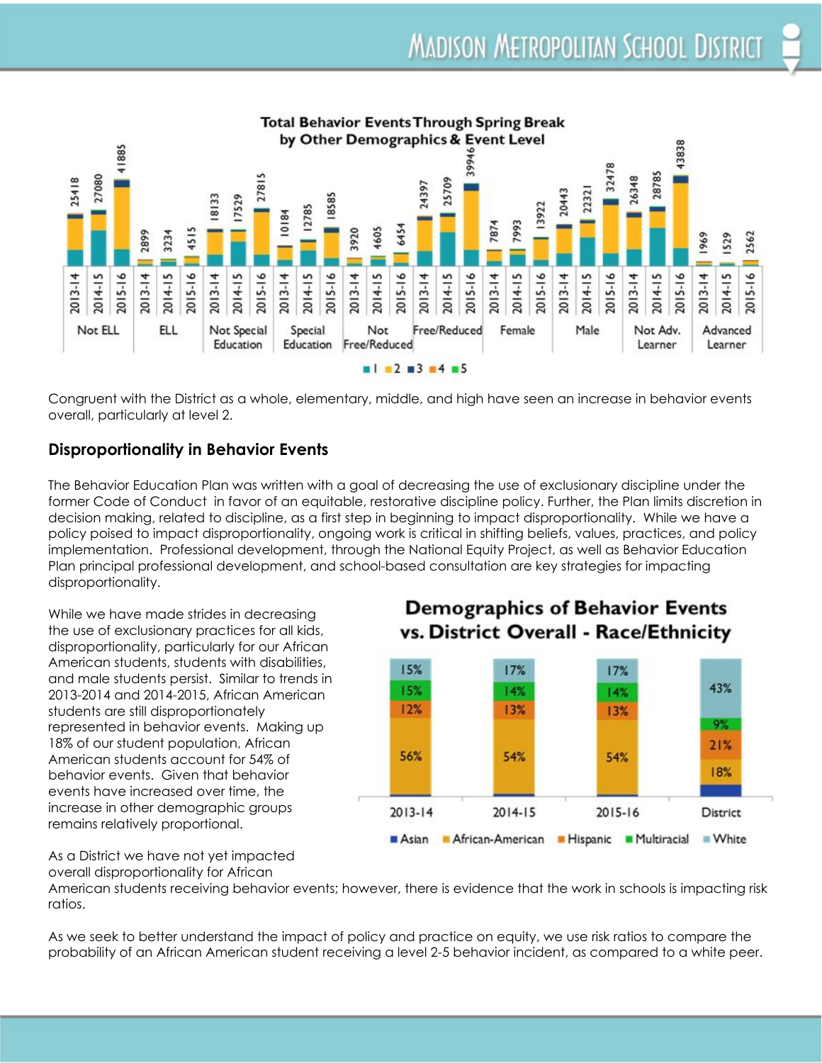**Total Behavior Events Through Spring Break by Other Demographics & Event Level**

| Group | 2013-14 | 2014-15 | 2015-16 |
|---|---|---|---|
| Not ELL | 25418 | 27080 | 41885 |
| ELL | 2899 | 3234 | 4515 |
| Not Special Education | 18133 | 17529 | 27815 |
| Special Education | 10184 | 12785 | 18585 |
| Not Free/Reduced | 3920 | 4605 | 6454 |
| Free/Reduced | 24397 | 25709 | 39946 |
| Female | 7874 | 7993 | 13922 |
| Male | 20443 | 22321 | 32478 |
| Not Adv. Learner | 26348 | 28785 | 43838 |
| Advanced Learner | 1969 | 1529 | 2562 |

Legend: 1, 2, 3, 4, 5

Congruent with the District as a whole, elementary, middle, and high have seen an increase in behavior events overall, particularly at level 2.

## Disproportionality in Behavior Events

The Behavior Education Plan was written with a goal of decreasing the use of exclusionary discipline under the former Code of Conduct in favor of an equitable, restorative discipline policy. Further, the Plan limits discretion in decision making, related to discipline, as a first step in beginning to impact disproportionality. While we have a policy poised to impact disproportionality, ongoing work is critical in shifting beliefs, values, practices, and policy implementation. Professional development, through the National Equity Project, as well as Behavior Education Plan principal professional development, and school-based consultation are key strategies for impacting disproportionality.

While we have made strides in decreasing the use of exclusionary practices for all kids, disproportionality, particularly for our African American students, students with disabilities, and male students persist. Similar to trends in 2013-2014 and 2014-2015, African American students are still disproportionately represented in behavior events. Making up 18% of our student population, African American students account for 54% of behavior events. Given that behavior events have increased over time, the increase in other demographic groups remains relatively proportional.

**Demographics of Behavior Events vs. District Overall - Race/Ethnicity**

| | 2013-14 | 2014-15 | 2015-16 | District |
|---|---|---|---|---|
| White | 15% | 17% | 17% | 43% |
| Multiracial | 15% | 14% | 14% | 9% |
| Hispanic | 12% | 13% | 13% | 21% |
| African-American | 56% | 54% | 54% | 18% |
| Asian | | | | |

As a District we have not yet impacted overall disproportionality for African American students receiving behavior events; however, there is evidence that the work in schools is impacting risk ratios.

As we seek to better understand the impact of policy and practice on equity, we use risk ratios to compare the probability of an African American student receiving a level 2-5 behavior incident, as compared to a white peer.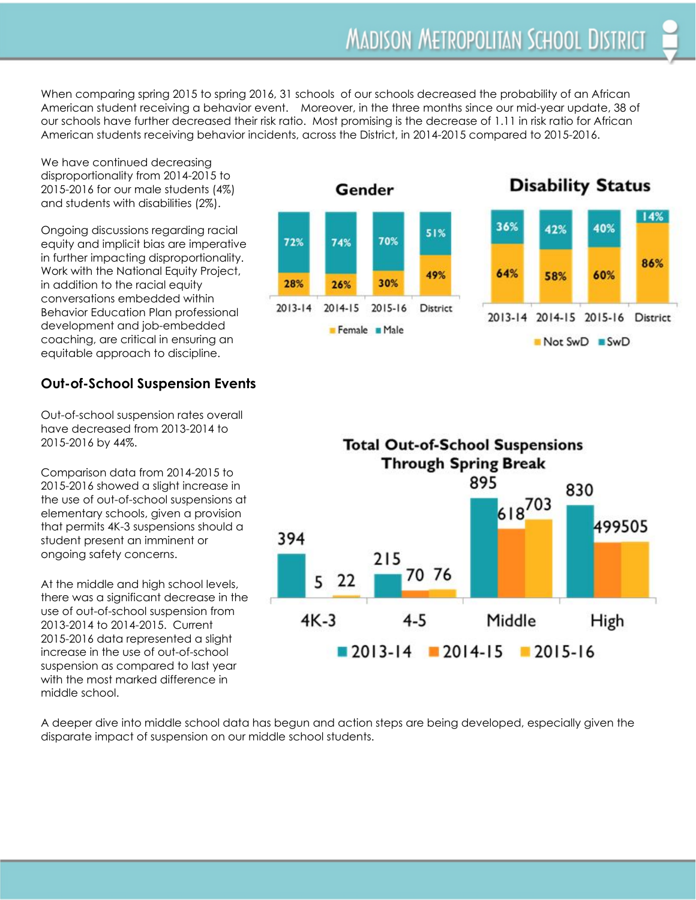When comparing spring 2015 to spring 2016, 31 schools of our schools decreased the probability of an African American student receiving a behavior event. Moreover, in the three months since our mid-year update, 38 of our schools have further decreased their risk ratio. Most promising is the decrease of 1.11 in risk ratio for African American students receiving behavior incidents, across the District, in 2014-2015 compared to 2015-2016.

We have continued decreasing disproportionality from 2014-2015 to 2015-2016 for our male students (4%) and students with disabilities (2%).

Ongoing discussions regarding racial equity and implicit bias are imperative in further impacting disproportionality. Work with the National Equity Project, in addition to the racial equity conversations embedded within Behavior Education Plan professional development and job-embedded coaching, are critical in ensuring an equitable approach to discipline.

**Gender**

| | 2013-14 | 2014-15 | 2015-16 | District |
|---|---|---|---|---|
| Male | 72% | 74% | 70% | 51% |
| Female | 28% | 26% | 30% | 49% |

**Disability Status**

| | 2013-14 | 2014-15 | 2015-16 | District |
|---|---|---|---|---|
| SwD | 36% | 42% | 40% | 14% |
| Not SwD | 64% | 58% | 60% | 86% |

## Out-of-School Suspension Events

Out-of-school suspension rates overall have decreased from 2013-2014 to 2015-2016 by 44%.

Comparison data from 2014-2015 to 2015-2016 showed a slight increase in the use of out-of-school suspensions at elementary schools, given a provision that permits 4K-3 suspensions should a student present an imminent or ongoing safety concerns.

At the middle and high school levels, there was a significant decrease in the use of out-of-school suspension from 2013-2014 to 2014-2015. Current 2015-2016 data represented a slight increase in the use of out-of-school suspension as compared to last year with the most marked difference in middle school.

**Total Out-of-School Suspensions Through Spring Break**

| | 2013-14 | 2014-15 | 2015-16 |
|---|---|---|---|
| 4K-3 | 394 | 5 | 22 |
| 4-5 | 215 | 70 | 76 |
| Middle | 895 | 618 | 703 |
| High | 830 | 499 | 505 |

A deeper dive into middle school data has begun and action steps are being developed, especially given the disparate impact of suspension on our middle school students.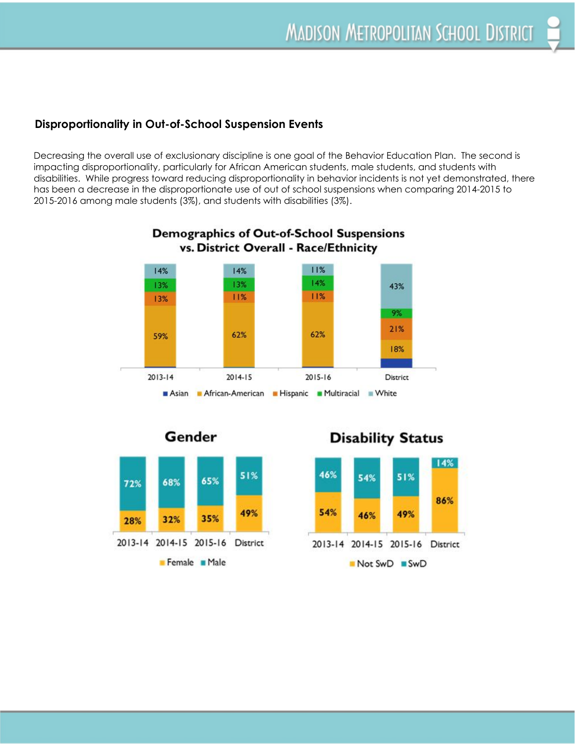## Disproportionality in Out-of-School Suspension Events

Decreasing the overall use of exclusionary discipline is one goal of the Behavior Education Plan. The second is impacting disproportionality, particularly for African American students, male students, and students with disabilities. While progress toward reducing disproportionality in behavior incidents is not yet demonstrated, there has been a decrease in the disproportionate use of out of school suspensions when comparing 2014-2015 to 2015-2016 among male students (3%), and students with disabilities (3%).

**Demographics of Out-of-School Suspensions vs. District Overall - Race/Ethnicity**

| | 2013-14 | 2014-15 | 2015-16 | District |
|---|---|---|---|---|
| Asian | | | | |
| African-American | 59% | 62% | 62% | 18% |
| Hispanic | 13% | 11% | 11% | 21% |
| Multiracial | 13% | 13% | 14% | 9% |
| White | 14% | 14% | 11% | 43% |

**Gender**

| | 2013-14 | 2014-15 | 2015-16 | District |
|---|---|---|---|---|
| Female | 28% | 32% | 35% | 49% |
| Male | 72% | 68% | 65% | 51% |

**Disability Status**

| | 2013-14 | 2014-15 | 2015-16 | District |
|---|---|---|---|---|
| Not SwD | 54% | 46% | 49% | 86% |
| SwD | 46% | 54% | 51% | 14% |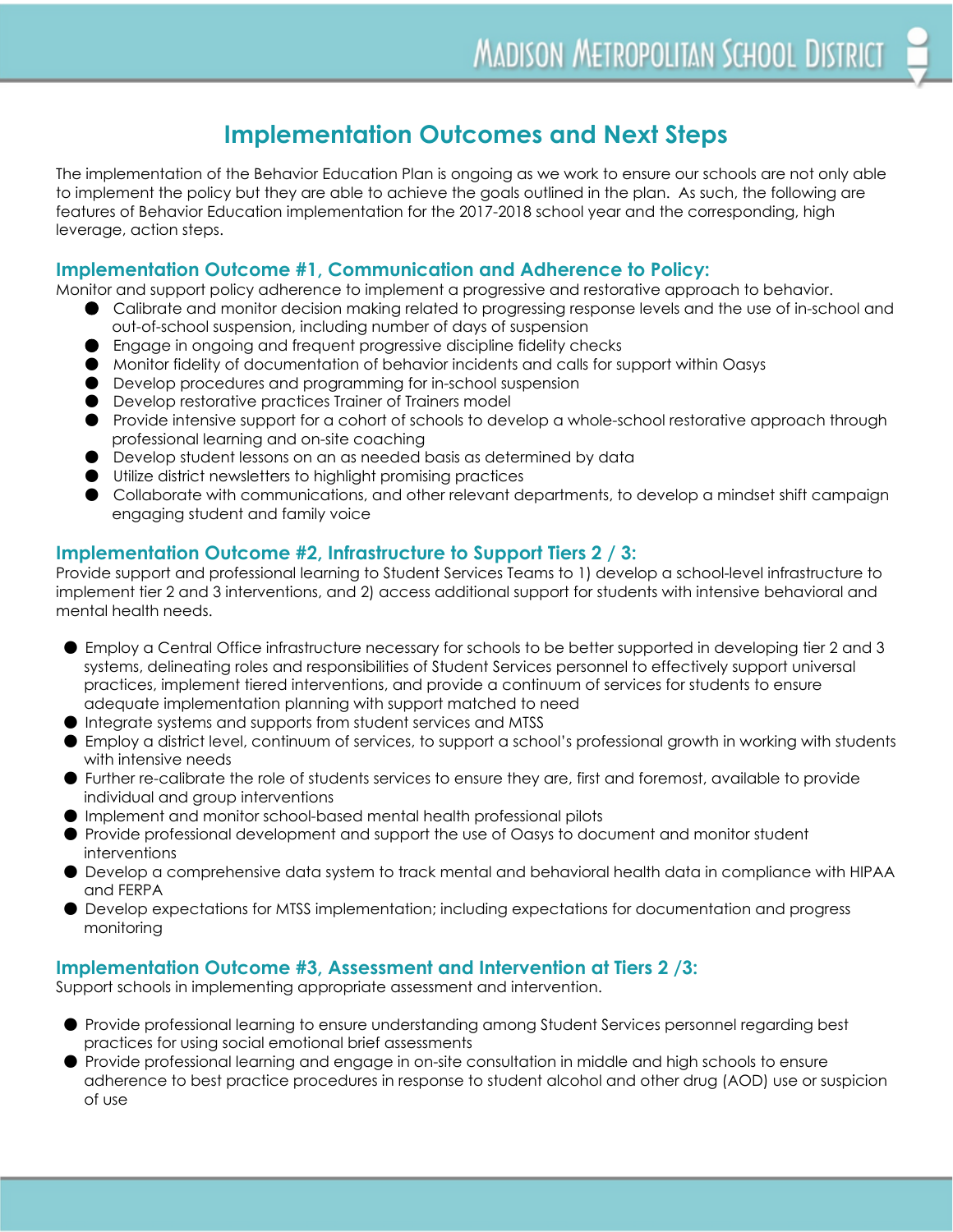## Implementation Outcomes and Next Steps

The implementation of the Behavior Education Plan is ongoing as we work to ensure our schools are not only able to implement the policy but they are able to achieve the goals outlined in the plan. As such, the following are features of Behavior Education implementation for the 2017-2018 school year and the corresponding, high leverage, action steps.

### Implementation Outcome #1, Communication and Adherence to Policy:

Monitor and support policy adherence to implement a progressive and restorative approach to behavior.

- Calibrate and monitor decision making related to progressing response levels and the use of in-school and out-of-school suspension, including number of days of suspension
- Engage in ongoing and frequent progressive discipline fidelity checks
- Monitor fidelity of documentation of behavior incidents and calls for support within Oasys
- Develop procedures and programming for in-school suspension
- Develop restorative practices Trainer of Trainers model
- Provide intensive support for a cohort of schools to develop a whole-school restorative approach through professional learning and on-site coaching
- Develop student lessons on an as needed basis as determined by data
- Utilize district newsletters to highlight promising practices
- Collaborate with communications, and other relevant departments, to develop a mindset shift campaign engaging student and family voice

### Implementation Outcome #2, Infrastructure to Support Tiers 2 / 3:

Provide support and professional learning to Student Services Teams to 1) develop a school-level infrastructure to implement tier 2 and 3 interventions, and 2) access additional support for students with intensive behavioral and mental health needs.

- Employ a Central Office infrastructure necessary for schools to be better supported in developing tier 2 and 3 systems, delineating roles and responsibilities of Student Services personnel to effectively support universal practices, implement tiered interventions, and provide a continuum of services for students to ensure adequate implementation planning with support matched to need
- Integrate systems and supports from student services and MTSS
- Employ a district level, continuum of services, to support a school's professional growth in working with students with intensive needs
- Further re-calibrate the role of students services to ensure they are, first and foremost, available to provide individual and group interventions
- Implement and monitor school-based mental health professional pilots
- Provide professional development and support the use of Oasys to document and monitor student interventions
- Develop a comprehensive data system to track mental and behavioral health data in compliance with HIPAA and FERPA
- Develop expectations for MTSS implementation; including expectations for documentation and progress monitoring

### Implementation Outcome #3, Assessment and Intervention at Tiers 2 /3:

Support schools in implementing appropriate assessment and intervention.

- Provide professional learning to ensure understanding among Student Services personnel regarding best practices for using social emotional brief assessments
- Provide professional learning and engage in on-site consultation in middle and high schools to ensure adherence to best practice procedures in response to student alcohol and other drug (AOD) use or suspicion of use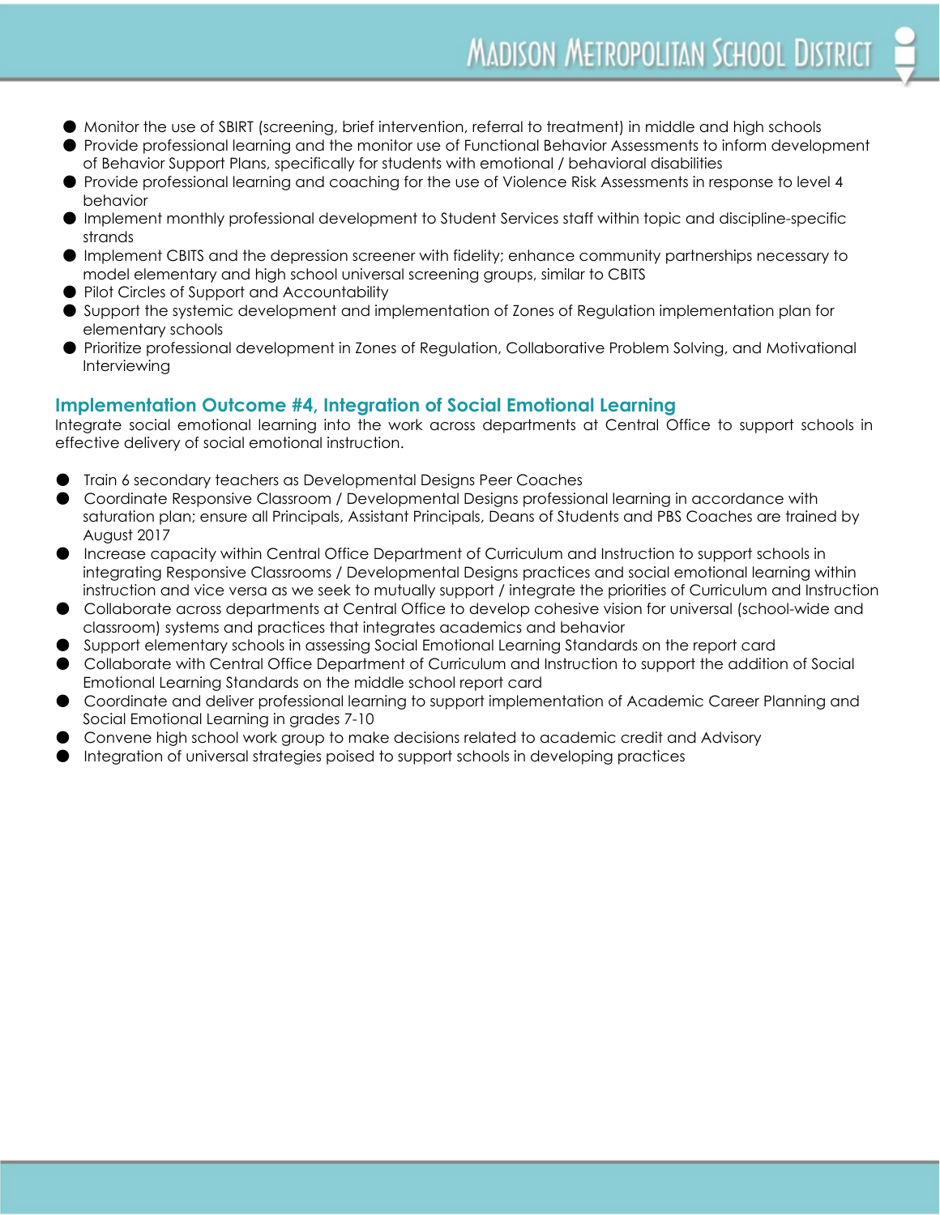- Monitor the use of SBIRT (screening, brief intervention, referral to treatment) in middle and high schools
- Provide professional learning and the monitor use of Functional Behavior Assessments to inform development of Behavior Support Plans, specifically for students with emotional / behavioral disabilities
- Provide professional learning and coaching for the use of Violence Risk Assessments in response to level 4 behavior
- Implement monthly professional development to Student Services staff within topic and discipline-specific strands
- Implement CBITS and the depression screener with fidelity; enhance community partnerships necessary to model elementary and high school universal screening groups, similar to CBITS
- Pilot Circles of Support and Accountability
- Support the systemic development and implementation of Zones of Regulation implementation plan for elementary schools
- Prioritize professional development in Zones of Regulation, Collaborative Problem Solving, and Motivational Interviewing

### Implementation Outcome #4, Integration of Social Emotional Learning

Integrate social emotional learning into the work across departments at Central Office to support schools in effective delivery of social emotional instruction.

- Train 6 secondary teachers as Developmental Designs Peer Coaches
- Coordinate Responsive Classroom / Developmental Designs professional learning in accordance with saturation plan; ensure all Principals, Assistant Principals, Deans of Students and PBS Coaches are trained by August 2017
- Increase capacity within Central Office Department of Curriculum and Instruction to support schools in integrating Responsive Classrooms / Developmental Designs practices and social emotional learning within instruction and vice versa as we seek to mutually support / integrate the priorities of Curriculum and Instruction
- Collaborate across departments at Central Office to develop cohesive vision for universal (school-wide and classroom) systems and practices that integrates academics and behavior
- Support elementary schools in assessing Social Emotional Learning Standards on the report card
- Collaborate with Central Office Department of Curriculum and Instruction to support the addition of Social Emotional Learning Standards on the middle school report card
- Coordinate and deliver professional learning to support implementation of Academic Career Planning and Social Emotional Learning in grades 7-10
- Convene high school work group to make decisions related to academic credit and Advisory
- Integration of universal strategies poised to support schools in developing practices